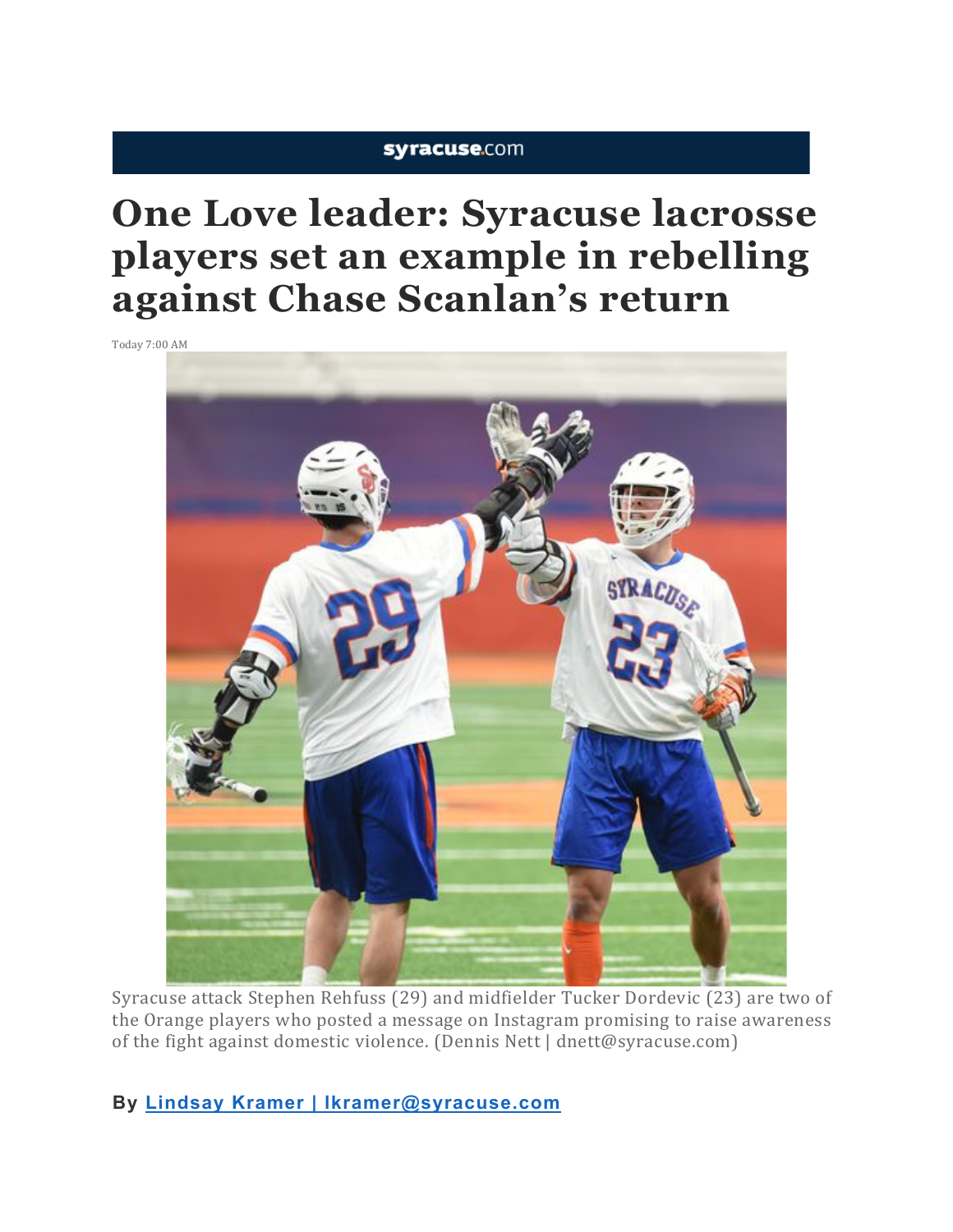syracuse.com

# One Love leader: Syracuse lacrosse players set an example in rebelling against Chase Scanlan's return

Today 7:00 AM

Syracuse attack Stephen Rehfuss (29) and midfielder Tucker Dordevic (23) are two of the Orange players who posted a message on Instagram promising to raise awareness of the fight against domestic violence. (Dennis Nett | dnett@syracuse.com)

**By [Lindsay Kramer | lkramer@syracuse.com](mailto:lkramer@syracuse.com)**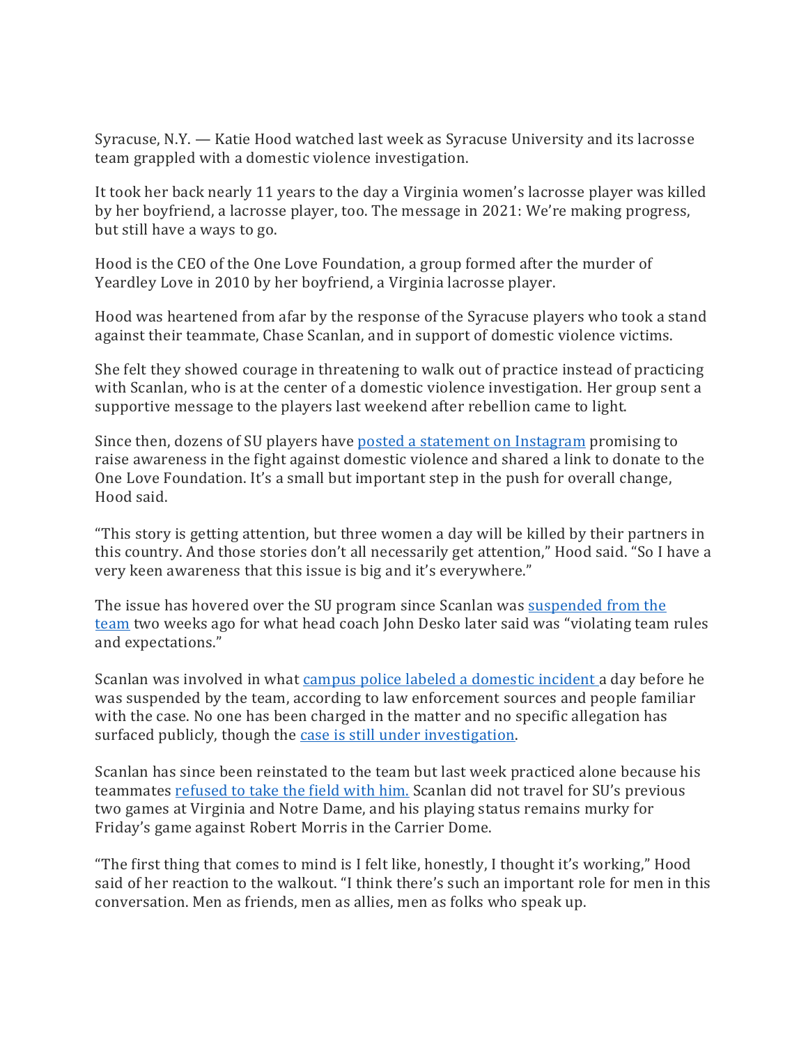Syracuse, N.Y. — Katie Hood watched last week as Syracuse University and its lacrosse team grappled with a domestic violence investigation.

It took her back nearly 11 years to the day a Virginia women's lacrosse player was killed by her boyfriend, a lacrosse player, too. The message in 2021: We're making progress, but still have a ways to go.

Hood is the CEO of the One Love Foundation, a group formed after the murder of Yeardley Love in 2010 by her boyfriend, a Virginia lacrosse player.

Hood was heartened from afar by the response of the Syracuse players who took a stand against their teammate, Chase Scanlan, and in support of domestic violence victims.

She felt they showed courage in threatening to walk out of practice instead of practicing with Scanlan, who is at the center of a domestic violence investigation. Her group sent a supportive message to the players last weekend after rebellion came to light.

Since then, dozens of SU players have [posted a statement on Instagram] promising to raise awareness in the fight against domestic violence and shared a link to donate to the One Love Foundation. It's a small but important step in the push for overall change, Hood said.

"This story is getting attention, but three women a day will be killed by their partners in this country. And those stories don't all necessarily get attention," Hood said. "So I have a very keen awareness that this issue is big and it's everywhere."

The issue has hovered over the SU program since Scanlan was [suspended from the team] two weeks ago for what head coach John Desko later said was "violating team rules and expectations."

Scanlan was involved in what [campus police labeled a domestic incident] a day before he was suspended by the team, according to law enforcement sources and people familiar with the case. No one has been charged in the matter and no specific allegation has surfaced publicly, though the [case is still under investigation].

Scanlan has since been reinstated to the team but last week practiced alone because his teammates [refused to take the field with him.] Scanlan did not travel for SU's previous two games at Virginia and Notre Dame, and his playing status remains murky for Friday's game against Robert Morris in the Carrier Dome.

"The first thing that comes to mind is I felt like, honestly, I thought it's working," Hood said of her reaction to the walkout. "I think there's such an important role for men in this conversation. Men as friends, men as allies, men as folks who speak up.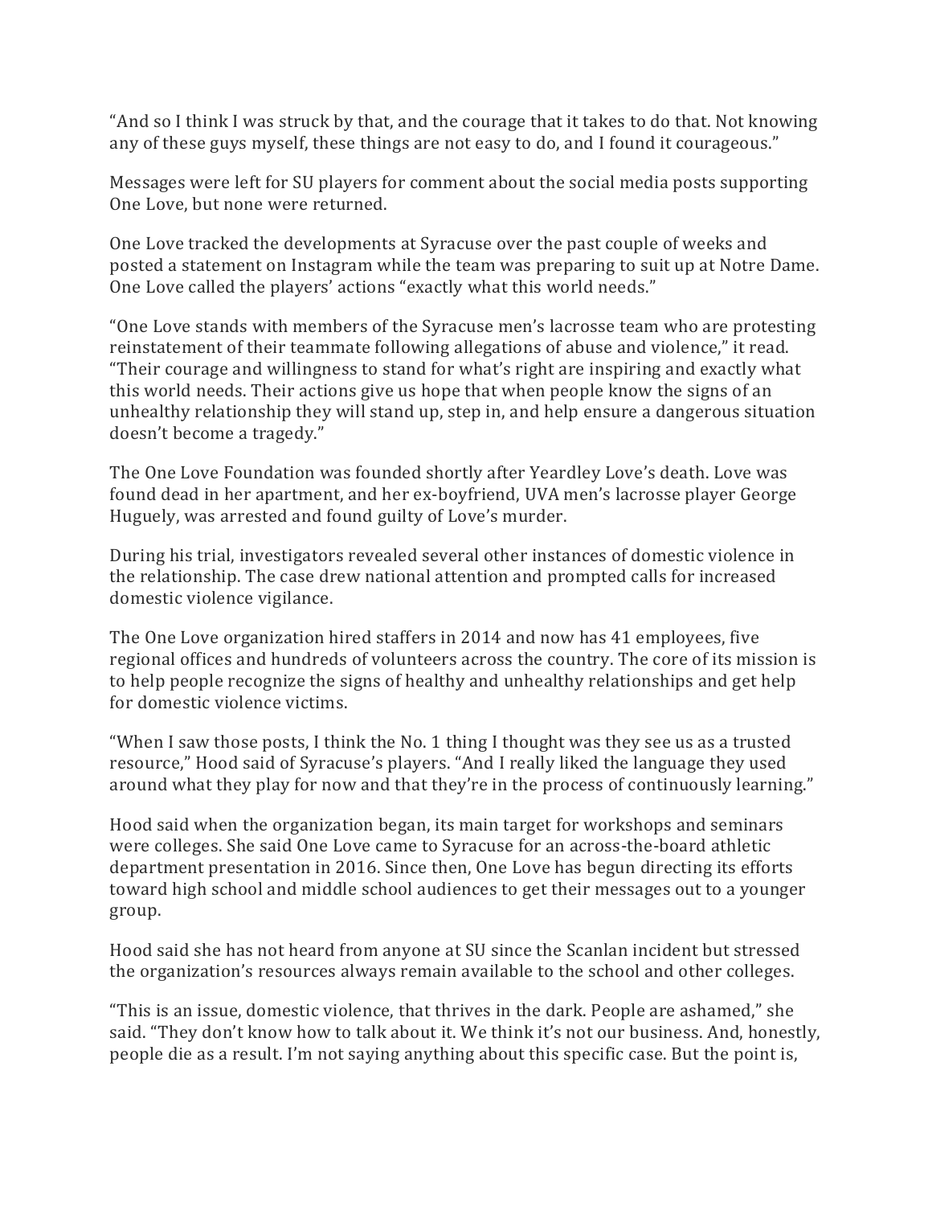"And so I think I was struck by that, and the courage that it takes to do that. Not knowing any of these guys myself, these things are not easy to do, and I found it courageous."

Messages were left for SU players for comment about the social media posts supporting One Love, but none were returned.

One Love tracked the developments at Syracuse over the past couple of weeks and posted a statement on Instagram while the team was preparing to suit up at Notre Dame. One Love called the players' actions "exactly what this world needs."

"One Love stands with members of the Syracuse men's lacrosse team who are protesting reinstatement of their teammate following allegations of abuse and violence," it read. "Their courage and willingness to stand for what's right are inspiring and exactly what this world needs. Their actions give us hope that when people know the signs of an unhealthy relationship they will stand up, step in, and help ensure a dangerous situation doesn't become a tragedy."

The One Love Foundation was founded shortly after Yeardley Love's death. Love was found dead in her apartment, and her ex-boyfriend, UVA men's lacrosse player George Huguely, was arrested and found guilty of Love's murder.

During his trial, investigators revealed several other instances of domestic violence in the relationship. The case drew national attention and prompted calls for increased domestic violence vigilance.

The One Love organization hired staffers in 2014 and now has 41 employees, five regional offices and hundreds of volunteers across the country. The core of its mission is to help people recognize the signs of healthy and unhealthy relationships and get help for domestic violence victims.

"When I saw those posts, I think the No. 1 thing I thought was they see us as a trusted resource," Hood said of Syracuse's players. "And I really liked the language they used around what they play for now and that they're in the process of continuously learning."

Hood said when the organization began, its main target for workshops and seminars were colleges. She said One Love came to Syracuse for an across-the-board athletic department presentation in 2016. Since then, One Love has begun directing its efforts toward high school and middle school audiences to get their messages out to a younger group.

Hood said she has not heard from anyone at SU since the Scanlan incident but stressed the organization's resources always remain available to the school and other colleges.

"This is an issue, domestic violence, that thrives in the dark. People are ashamed," she said. "They don't know how to talk about it. We think it's not our business. And, honestly, people die as a result. I'm not saying anything about this specific case. But the point is,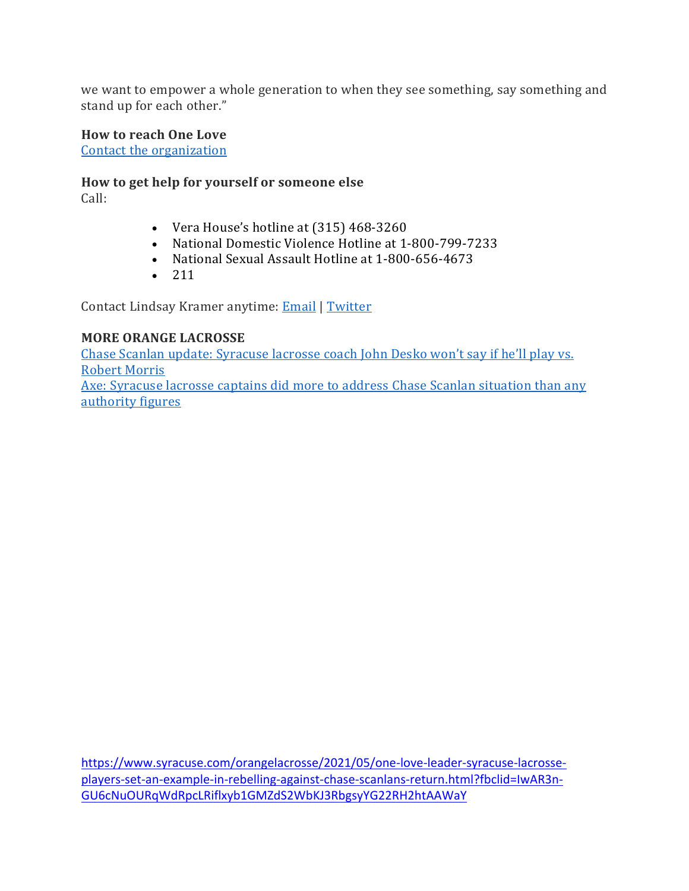we want to empower a whole generation to when they see something, say something and stand up for each other."

**How to reach One Love**
Contact the organization

**How to get help for yourself or someone else**
Call:

- Vera House's hotline at (315) 468-3260
- National Domestic Violence Hotline at 1-800-799-7233
- National Sexual Assault Hotline at 1-800-656-4673
- 211

Contact Lindsay Kramer anytime: Email | Twitter

**MORE ORANGE LACROSSE**
Chase Scanlan update: Syracuse lacrosse coach John Desko won't say if he'll play vs. Robert Morris
Axe: Syracuse lacrosse captains did more to address Chase Scanlan situation than any authority figures

https://www.syracuse.com/orangelacrosse/2021/05/one-love-leader-syracuse-lacrosse-players-set-an-example-in-rebelling-against-chase-scanlans-return.html?fbclid=IwAR3n-GU6cNuOURqWdRpcLRiflxyb1GMZdS2WbKJ3RbgsyYG22RH2htAAWaY